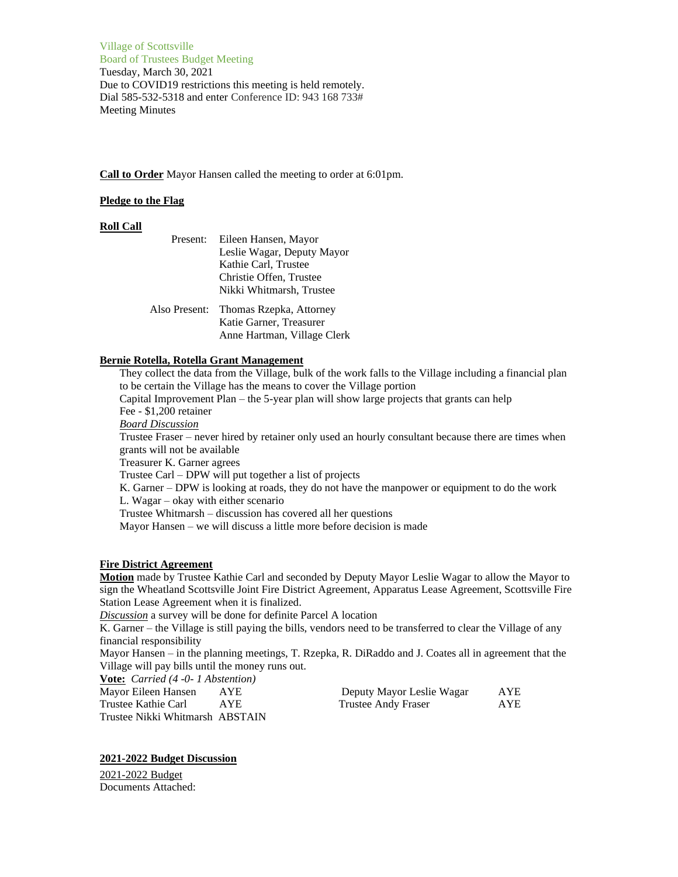Village of Scottsville
Board of Trustees Budget Meeting
Tuesday, March 30, 2021
Due to COVID19 restrictions this meeting is held remotely.
Dial 585-532-5318 and enter Conference ID: 943 168 733#
Meeting Minutes

**Call to Order** Mayor Hansen called the meeting to order at 6:01pm.

**Pledge to the Flag**

**Roll Call**

Present: Eileen Hansen, Mayor
Leslie Wagar, Deputy Mayor
Kathie Carl, Trustee
Christie Offen, Trustee
Nikki Whitmarsh, Trustee

Also Present: Thomas Rzepka, Attorney
Katie Garner, Treasurer
Anne Hartman, Village Clerk

**Bernie Rotella, Rotella Grant Management**

They collect the data from the Village, bulk of the work falls to the Village including a financial plan to be certain the Village has the means to cover the Village portion
Capital Improvement Plan – the 5-year plan will show large projects that grants can help
Fee - $1,200 retainer
*Board Discussion*
Trustee Fraser – never hired by retainer only used an hourly consultant because there are times when grants will not be available
Treasurer K. Garner agrees
Trustee Carl – DPW will put together a list of projects
K. Garner – DPW is looking at roads, they do not have the manpower or equipment to do the work
L. Wagar – okay with either scenario
Trustee Whitmarsh – discussion has covered all her questions
Mayor Hansen – we will discuss a little more before decision is made

**Fire District Agreement**

**Motion** made by Trustee Kathie Carl and seconded by Deputy Mayor Leslie Wagar to allow the Mayor to sign the Wheatland Scottsville Joint Fire District Agreement, Apparatus Lease Agreement, Scottsville Fire Station Lease Agreement when it is finalized.
*Discussion* a survey will be done for definite Parcel A location
K. Garner – the Village is still paying the bills, vendors need to be transferred to clear the Village of any financial responsibility
Mayor Hansen – in the planning meetings, T. Rzepka, R. DiRaddo and J. Coates all in agreement that the Village will pay bills until the money runs out.
**Vote:** *Carried (4 -0- 1 Abstention)*

| | | | |
|---|---|---|---|
| Mayor Eileen Hansen | AYE | Deputy Mayor Leslie Wagar | AYE |
| Trustee Kathie Carl | AYE | Trustee Andy Fraser | AYE |
| Trustee Nikki Whitmarsh | ABSTAIN | | |

**2021-2022 Budget Discussion**

2021-2022 Budget
Documents Attached: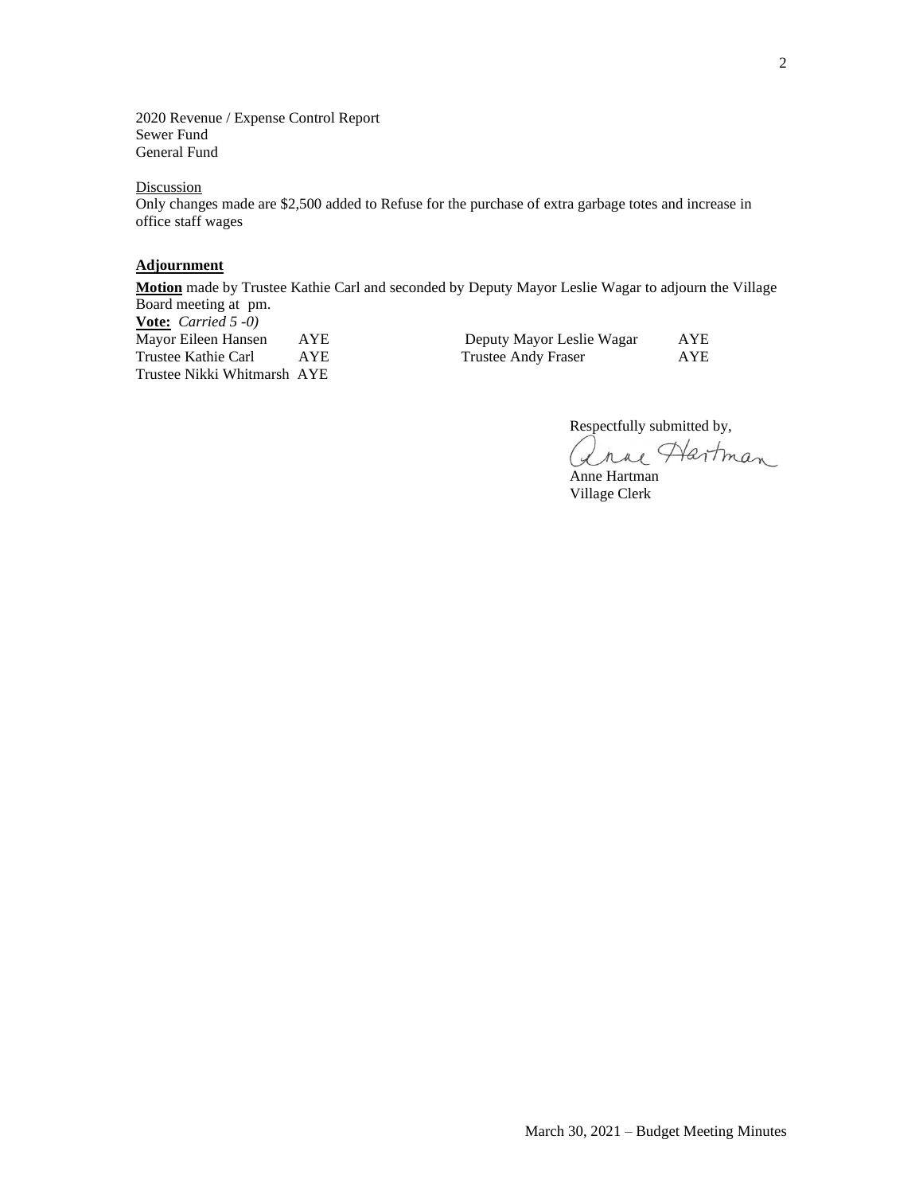2020 Revenue / Expense Control Report
Sewer Fund
General Fund

Discussion
Only changes made are $2,500 added to Refuse for the purchase of extra garbage totes and increase in office staff wages

**Adjournment**

**Motion** made by Trustee Kathie Carl and seconded by Deputy Mayor Leslie Wagar to adjourn the Village Board meeting at pm.
**Vote:** *Carried 5 -0)*

| | | | |
|---|---|---|---|
| Mayor Eileen Hansen | AYE | Deputy Mayor Leslie Wagar | AYE |
| Trustee Kathie Carl | AYE | Trustee Andy Fraser | AYE |
| Trustee Nikki Whitmarsh | AYE | | |

Respectfully submitted by,

Anne Hartman

Anne Hartman
Village Clerk